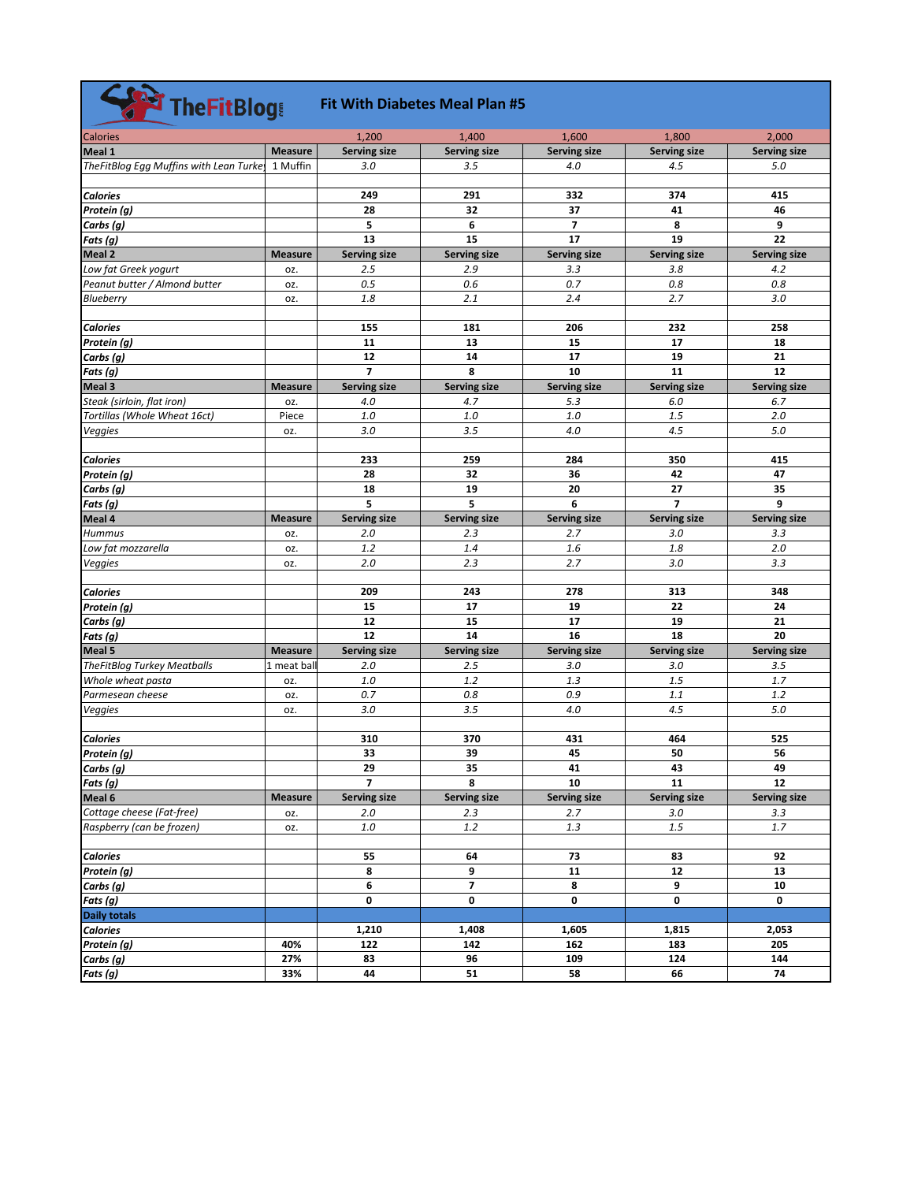# TheFitBlog — Fit With Diabetes Meal Plan #5

| Calories | | 1,200 | 1,400 | 1,600 | 1,800 | 2,000 |
|---|---|---|---|---|---|---|
| **Meal 1** | **Measure** | **Serving size** | **Serving size** | **Serving size** | **Serving size** | **Serving size** |
| *TheFitBlog Egg Muffins with Lean Turkey* | 1 Muffin | *3.0* | *3.5* | *4.0* | *4.5* | *5.0* |
| | | | | | | |
| ***Calories*** | | **249** | **291** | **332** | **374** | **415** |
| ***Protein (g)*** | | **28** | **32** | **37** | **41** | **46** |
| ***Carbs (g)*** | | **5** | **6** | **7** | **8** | **9** |
| ***Fats (g)*** | | **13** | **15** | **17** | **19** | **22** |
| **Meal 2** | **Measure** | **Serving size** | **Serving size** | **Serving size** | **Serving size** | **Serving size** |
| *Low fat Greek yogurt* | oz. | *2.5* | *2.9* | *3.3* | *3.8* | *4.2* |
| *Peanut butter / Almond butter* | oz. | *0.5* | *0.6* | *0.7* | *0.8* | *0.8* |
| *Blueberry* | oz. | *1.8* | *2.1* | *2.4* | *2.7* | *3.0* |
| | | | | | | |
| ***Calories*** | | **155** | **181** | **206** | **232** | **258** |
| ***Protein (g)*** | | **11** | **13** | **15** | **17** | **18** |
| ***Carbs (g)*** | | **12** | **14** | **17** | **19** | **21** |
| ***Fats (g)*** | | **7** | **8** | **10** | **11** | **12** |
| **Meal 3** | **Measure** | **Serving size** | **Serving size** | **Serving size** | **Serving size** | **Serving size** |
| *Steak (sirloin, flat iron)* | oz. | *4.0* | *4.7* | *5.3* | *6.0* | *6.7* |
| *Tortillas (Whole Wheat 16ct)* | Piece | *1.0* | *1.0* | *1.0* | *1.5* | *2.0* |
| *Veggies* | oz. | *3.0* | *3.5* | *4.0* | *4.5* | *5.0* |
| | | | | | | |
| ***Calories*** | | **233** | **259** | **284** | **350** | **415** |
| ***Protein (g)*** | | **28** | **32** | **36** | **42** | **47** |
| ***Carbs (g)*** | | **18** | **19** | **20** | **27** | **35** |
| ***Fats (g)*** | | **5** | **5** | **6** | **7** | **9** |
| **Meal 4** | **Measure** | **Serving size** | **Serving size** | **Serving size** | **Serving size** | **Serving size** |
| *Hummus* | oz. | *2.0* | *2.3* | *2.7* | *3.0* | *3.3* |
| *Low fat mozzarella* | oz. | *1.2* | *1.4* | *1.6* | *1.8* | *2.0* |
| *Veggies* | oz. | *2.0* | *2.3* | *2.7* | *3.0* | *3.3* |
| | | | | | | |
| ***Calories*** | | **209** | **243** | **278** | **313** | **348** |
| ***Protein (g)*** | | **15** | **17** | **19** | **22** | **24** |
| ***Carbs (g)*** | | **12** | **15** | **17** | **19** | **21** |
| ***Fats (g)*** | | **12** | **14** | **16** | **18** | **20** |
| **Meal 5** | **Measure** | **Serving size** | **Serving size** | **Serving size** | **Serving size** | **Serving size** |
| *TheFitBlog Turkey Meatballs* | 1 meat ball | *2.0* | *2.5* | *3.0* | *3.0* | *3.5* |
| *Whole wheat pasta* | oz. | *1.0* | *1.2* | *1.3* | *1.5* | *1.7* |
| *Parmesean cheese* | oz. | *0.7* | *0.8* | *0.9* | *1.1* | *1.2* |
| *Veggies* | oz. | *3.0* | *3.5* | *4.0* | *4.5* | *5.0* |
| | | | | | | |
| ***Calories*** | | **310** | **370** | **431** | **464** | **525** |
| ***Protein (g)*** | | **33** | **39** | **45** | **50** | **56** |
| ***Carbs (g)*** | | **29** | **35** | **41** | **43** | **49** |
| ***Fats (g)*** | | **7** | **8** | **10** | **11** | **12** |
| **Meal 6** | **Measure** | **Serving size** | **Serving size** | **Serving size** | **Serving size** | **Serving size** |
| *Cottage cheese (Fat-free)* | oz. | *2.0* | *2.3* | *2.7* | *3.0* | *3.3* |
| *Raspberry (can be frozen)* | oz. | *1.0* | *1.2* | *1.3* | *1.5* | *1.7* |
| | | | | | | |
| ***Calories*** | | **55** | **64** | **73** | **83** | **92** |
| ***Protein (g)*** | | **8** | **9** | **11** | **12** | **13** |
| ***Carbs (g)*** | | **6** | **7** | **8** | **9** | **10** |
| ***Fats (g)*** | | **0** | **0** | **0** | **0** | **0** |
| **Daily totals** | | | | | | |
| ***Calories*** | | **1,210** | **1,408** | **1,605** | **1,815** | **2,053** |
| ***Protein (g)*** | **40%** | **122** | **142** | **162** | **183** | **205** |
| ***Carbs (g)*** | **27%** | **83** | **96** | **109** | **124** | **144** |
| ***Fats (g)*** | **33%** | **44** | **51** | **58** | **66** | **74** |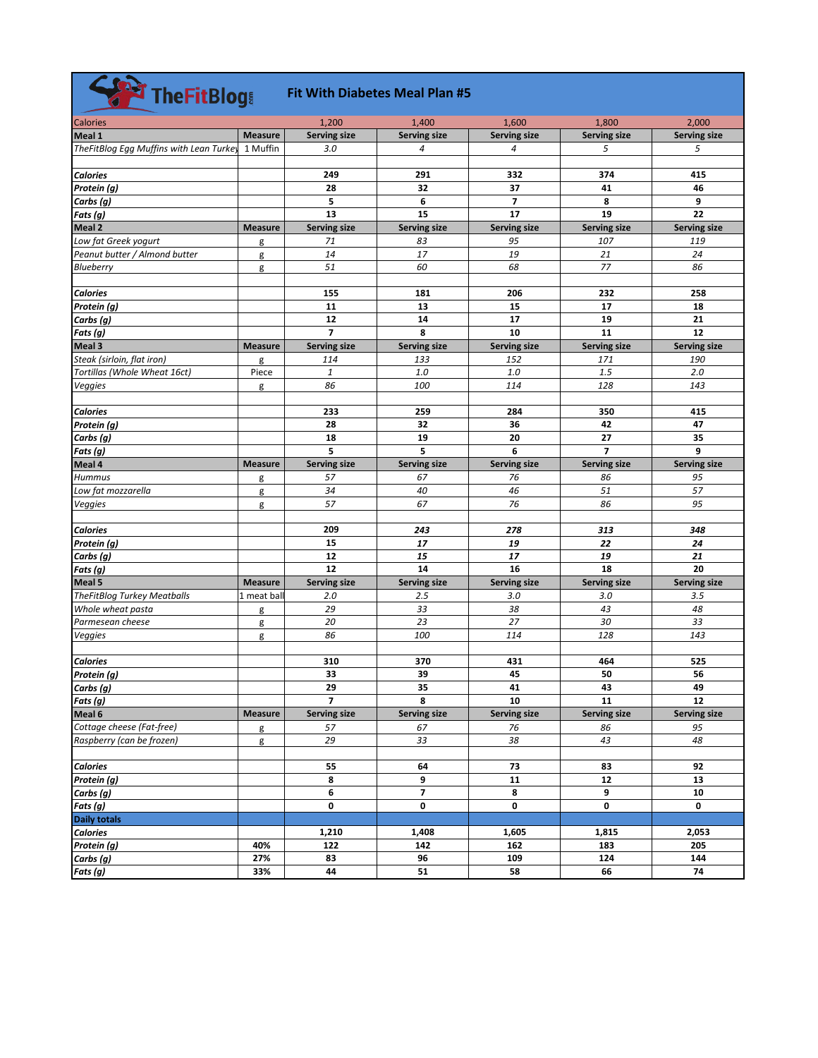# Fit With Diabetes Meal Plan #5

| Calories | | 1,200 | 1,400 | 1,600 | 1,800 | 2,000 |
|---|---|---|---|---|---|---|
| **Meal 1** | **Measure** | **Serving size** | **Serving size** | **Serving size** | **Serving size** | **Serving size** |
| *TheFitBlog Egg Muffins with Lean Turkey* | 1 Muffin | *3.0* | *4* | *4* | *5* | *5* |
| | | | | | | |
| ***Calories*** | | **249** | **291** | **332** | **374** | **415** |
| ***Protein (g)*** | | **28** | **32** | **37** | **41** | **46** |
| ***Carbs (g)*** | | **5** | **6** | **7** | **8** | **9** |
| ***Fats (g)*** | | **13** | **15** | **17** | **19** | **22** |
| **Meal 2** | **Measure** | **Serving size** | **Serving size** | **Serving size** | **Serving size** | **Serving size** |
| *Low fat Greek yogurt* | g | *71* | *83* | *95* | *107* | *119* |
| *Peanut butter / Almond butter* | g | *14* | *17* | *19* | *21* | *24* |
| *Blueberry* | g | *51* | *60* | *68* | *77* | *86* |
| | | | | | | |
| ***Calories*** | | **155** | **181** | **206** | **232** | **258** |
| ***Protein (g)*** | | **11** | **13** | **15** | **17** | **18** |
| ***Carbs (g)*** | | **12** | **14** | **17** | **19** | **21** |
| ***Fats (g)*** | | **7** | **8** | **10** | **11** | **12** |
| **Meal 3** | **Measure** | **Serving size** | **Serving size** | **Serving size** | **Serving size** | **Serving size** |
| *Steak (sirloin, flat iron)* | g | *114* | *133* | *152* | *171* | *190* |
| *Tortillas (Whole Wheat 16ct)* | Piece | *1* | *1.0* | *1.0* | *1.5* | *2.0* |
| *Veggies* | g | *86* | *100* | *114* | *128* | *143* |
| | | | | | | |
| ***Calories*** | | **233** | **259** | **284** | **350** | **415** |
| ***Protein (g)*** | | **28** | **32** | **36** | **42** | **47** |
| ***Carbs (g)*** | | **18** | **19** | **20** | **27** | **35** |
| ***Fats (g)*** | | **5** | **5** | **6** | **7** | **9** |
| **Meal 4** | **Measure** | **Serving size** | **Serving size** | **Serving size** | **Serving size** | **Serving size** |
| *Hummus* | g | *57* | *67* | *76* | *86* | *95* |
| *Low fat mozzarella* | g | *34* | *40* | *46* | *51* | *57* |
| *Veggies* | g | *57* | *67* | *76* | *86* | *95* |
| | | | | | | |
| ***Calories*** | | **209** | ***243*** | ***278*** | ***313*** | ***348*** |
| ***Protein (g)*** | | **15** | ***17*** | ***19*** | ***22*** | ***24*** |
| ***Carbs (g)*** | | **12** | ***15*** | ***17*** | ***19*** | ***21*** |
| ***Fats (g)*** | | **12** | **14** | **16** | **18** | **20** |
| **Meal 5** | **Measure** | **Serving size** | **Serving size** | **Serving size** | **Serving size** | **Serving size** |
| *TheFitBlog Turkey Meatballs* | 1 meat ball | *2.0* | *2.5* | *3.0* | *3.0* | *3.5* |
| *Whole wheat pasta* | g | *29* | *33* | *38* | *43* | *48* |
| *Parmesean cheese* | g | *20* | *23* | *27* | *30* | *33* |
| *Veggies* | g | *86* | *100* | *114* | *128* | *143* |
| | | | | | | |
| ***Calories*** | | **310** | **370** | **431** | **464** | **525** |
| ***Protein (g)*** | | **33** | **39** | **45** | **50** | **56** |
| ***Carbs (g)*** | | **29** | **35** | **41** | **43** | **49** |
| ***Fats (g)*** | | **7** | **8** | **10** | **11** | **12** |
| **Meal 6** | **Measure** | **Serving size** | **Serving size** | **Serving size** | **Serving size** | **Serving size** |
| *Cottage cheese (Fat-free)* | g | *57* | *67* | *76* | *86* | *95* |
| *Raspberry (can be frozen)* | g | *29* | *33* | *38* | *43* | *48* |
| | | | | | | |
| ***Calories*** | | **55** | **64** | **73** | **83** | **92** |
| ***Protein (g)*** | | **8** | **9** | **11** | **12** | **13** |
| ***Carbs (g)*** | | **6** | **7** | **8** | **9** | **10** |
| ***Fats (g)*** | | **0** | **0** | **0** | **0** | **0** |
| **Daily totals** | | | | | | |
| ***Calories*** | | **1,210** | **1,408** | **1,605** | **1,815** | **2,053** |
| ***Protein (g)*** | **40%** | **122** | **142** | **162** | **183** | **205** |
| ***Carbs (g)*** | **27%** | **83** | **96** | **109** | **124** | **144** |
| ***Fats (g)*** | **33%** | **44** | **51** | **58** | **66** | **74** |